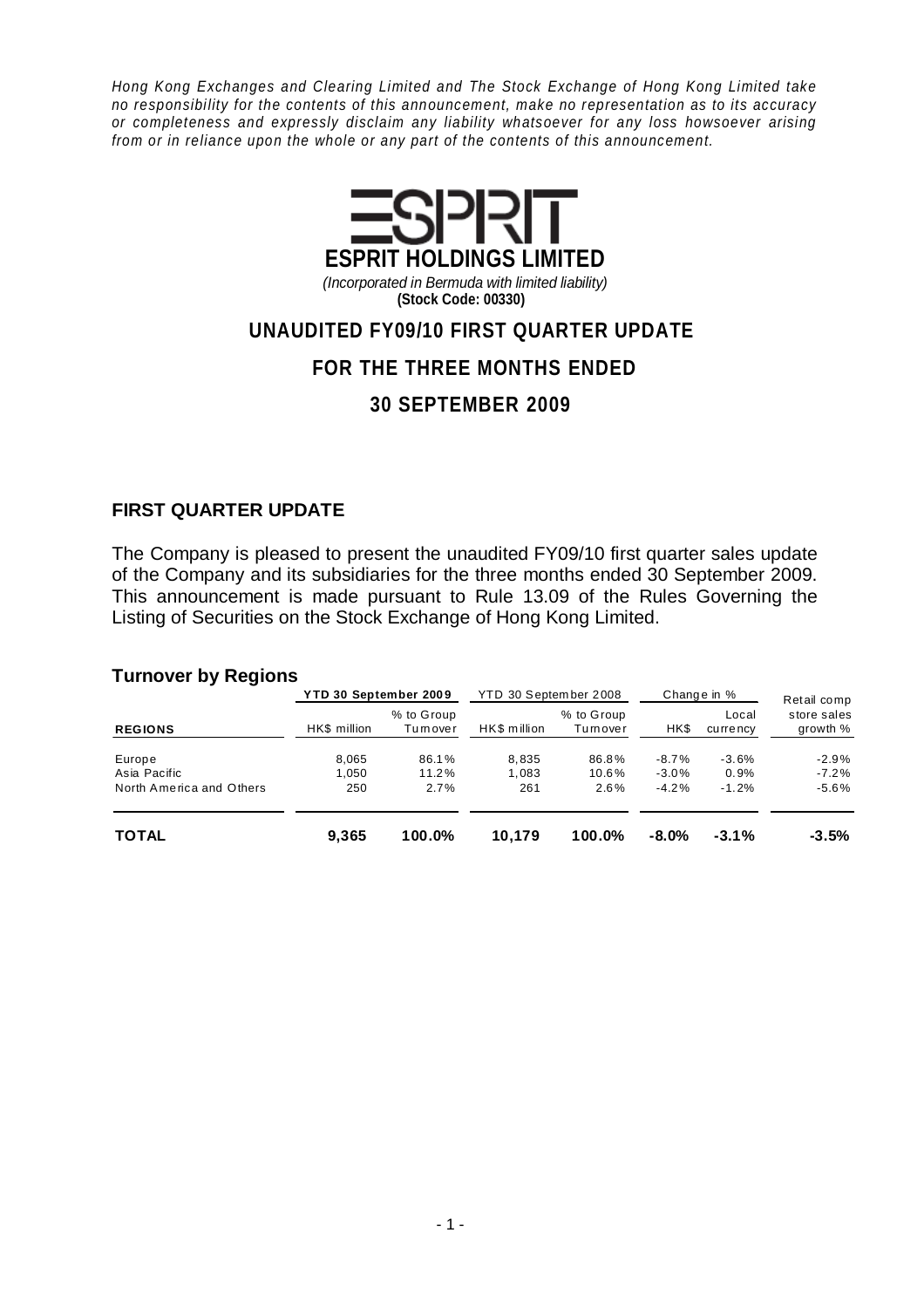*Hong Kong Exchanges and Clearing Limited and The Stock Exchange of Hong Kong Limited take no responsibility for the contents of this announcement, make no representation as to its accuracy or completeness and expressly disclaim any liability whatsoever for any loss howsoever arising from or in reliance upon the whole or any part of the contents of this announcement.*

# ESPRIT HOLDINGS LIMITED

*(Incorporated in Bermuda with limited liability)*

**(Stock Code: 00330)**

# UNAUDITED FY09/10 FIRST QUARTER UPDATE

# FOR THE THREE MONTHS ENDED

# 30 SEPTEMBER 2009

## FIRST QUARTER UPDATE

The Company is pleased to present the unaudited FY09/10 first quarter sales update of the Company and its subsidiaries for the three months ended 30 September 2009. This announcement is made pursuant to Rule 13.09 of the Rules Governing the Listing of Securities on the Stock Exchange of Hong Kong Limited.

### Turnover by Regions

| | **YTD 30 September 2009** | | YTD 30 September 2008 | | Change in % | | Retail comp |
|---|---|---|---|---|---|---|---|
| **REGIONS** | HK$ million | % to Group Turnover | HK$ million | % to Group Turnover | HK$ | Local currency | store sales growth % |
| Europe | 8,065 | 86.1% | 8,835 | 86.8% | -8.7% | -3.6% | -2.9% |
| Asia Pacific | 1,050 | 11.2% | 1,083 | 10.6% | -3.0% | 0.9% | -7.2% |
| North America and Others | 250 | 2.7% | 261 | 2.6% | -4.2% | -1.2% | -5.6% |
| **TOTAL** | **9,365** | **100.0%** | **10,179** | **100.0%** | **-8.0%** | **-3.1%** | **-3.5%** |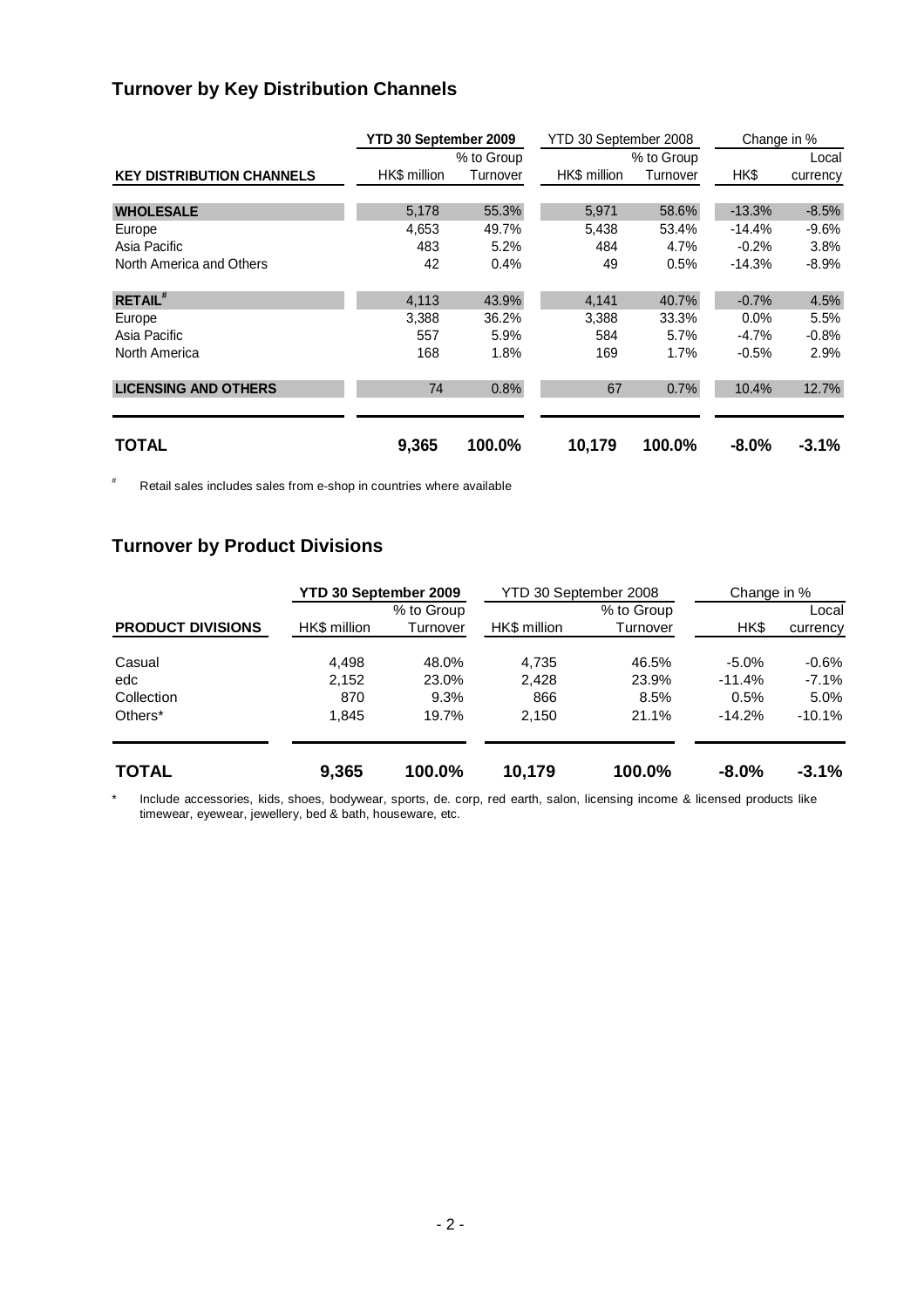## Turnover by Key Distribution Channels

| | YTD 30 September 2009 | | YTD 30 September 2008 | | Change in % | |
|---|---|---|---|---|---|---|
| | | % to Group | | % to Group | | Local |
| **KEY DISTRIBUTION CHANNELS** | HK$ million | Turnover | HK$ million | Turnover | HK$ | currency |
| **WHOLESALE** | 5,178 | 55.3% | 5,971 | 58.6% | -13.3% | -8.5% |
| Europe | 4,653 | 49.7% | 5,438 | 53.4% | -14.4% | -9.6% |
| Asia Pacific | 483 | 5.2% | 484 | 4.7% | -0.2% | 3.8% |
| North America and Others | 42 | 0.4% | 49 | 0.5% | -14.3% | -8.9% |
| **RETAIL#** | 4,113 | 43.9% | 4,141 | 40.7% | -0.7% | 4.5% |
| Europe | 3,388 | 36.2% | 3,388 | 33.3% | 0.0% | 5.5% |
| Asia Pacific | 557 | 5.9% | 584 | 5.7% | -4.7% | -0.8% |
| North America | 168 | 1.8% | 169 | 1.7% | -0.5% | 2.9% |
| **LICENSING AND OTHERS** | 74 | 0.8% | 67 | 0.7% | 10.4% | 12.7% |
| **TOTAL** | **9,365** | **100.0%** | **10,179** | **100.0%** | **-8.0%** | **-3.1%** |

# Retail sales includes sales from e-shop in countries where available

## Turnover by Product Divisions

| | YTD 30 September 2009 | | YTD 30 September 2008 | | Change in % | |
|---|---|---|---|---|---|---|
| | | % to Group | | % to Group | | Local |
| **PRODUCT DIVISIONS** | HK$ million | Turnover | HK$ million | Turnover | HK$ | currency |
| Casual | 4,498 | 48.0% | 4,735 | 46.5% | -5.0% | -0.6% |
| edc | 2,152 | 23.0% | 2,428 | 23.9% | -11.4% | -7.1% |
| Collection | 870 | 9.3% | 866 | 8.5% | 0.5% | 5.0% |
| Others* | 1,845 | 19.7% | 2,150 | 21.1% | -14.2% | -10.1% |
| **TOTAL** | **9,365** | **100.0%** | **10,179** | **100.0%** | **-8.0%** | **-3.1%** |

\* Include accessories, kids, shoes, bodywear, sports, de. corp, red earth, salon, licensing income & licensed products like timewear, eyewear, jewellery, bed & bath, houseware, etc.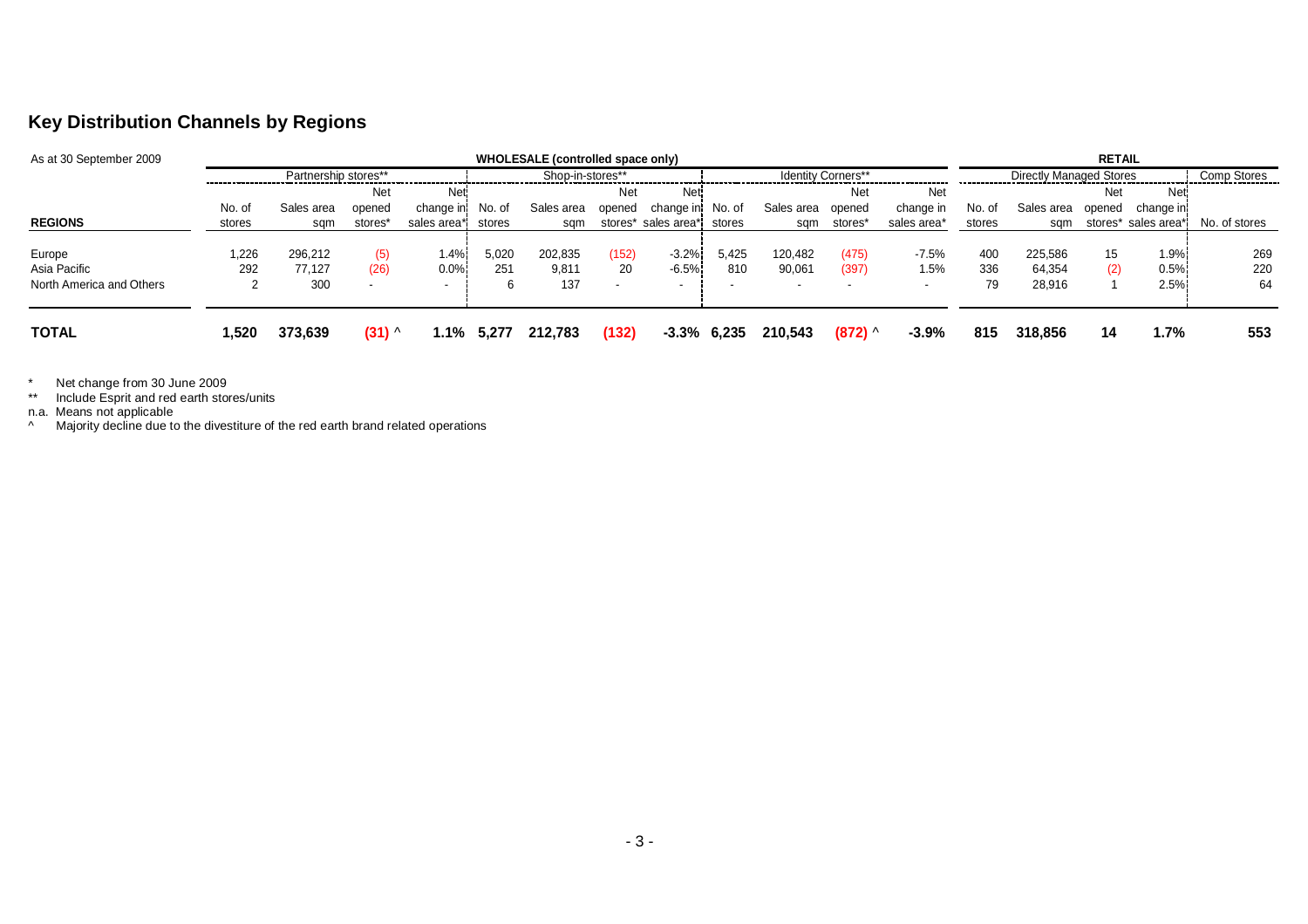## Key Distribution Channels by Regions

| As at 30 September 2009 | WHOLESALE (controlled space only) | | | | | | | | | | | | RETAIL | | | | |
|---|---|---|---|---|---|---|---|---|---|---|---|---|---|---|---|---|---|
| | Partnership stores** | | | | Shop-in-stores** | | | | Identity Corners** | | | | Directly Managed Stores | | | | Comp Stores |
| **REGIONS** | No. of stores | Sales area sqm | Net opened stores* | Net change in sales area* | No. of stores | Sales area sqm | Net opened stores* | Net change in sales area* | No. of stores | Sales area sqm | Net opened stores* | Net change in sales area* | No. of stores | Sales area sqm | Net opened stores* | Net change in sales area* | No. of stores |
| Europe | 1,226 | 296,212 | (5) | 1.4% | 5,020 | 202,835 | (152) | -3.2% | 5,425 | 120,482 | (475) | -7.5% | 400 | 225,586 | 15 | 1.9% | 269 |
| Asia Pacific | 292 | 77,127 | (26) | 0.0% | 251 | 9,811 | 20 | -6.5% | 810 | 90,061 | (397) | 1.5% | 336 | 64,354 | (2) | 0.5% | 220 |
| North America and Others | 2 | 300 | - | - | 6 | 137 | - | - | - | - | - | - | 79 | 28,916 | 1 | 2.5% | 64 |
| **TOTAL** | **1,520** | **373,639** | **(31) ^** | **1.1%** | **5,277** | **212,783** | **(132)** | **-3.3%** | **6,235** | **210,543** | **(872) ^** | **-3.9%** | **815** | **318,856** | **14** | **1.7%** | **553** |

\* Net change from 30 June 2009

** Include Esprit and red earth stores/units

n.a. Means not applicable

^ Majority decline due to the divestiture of the red earth brand related operations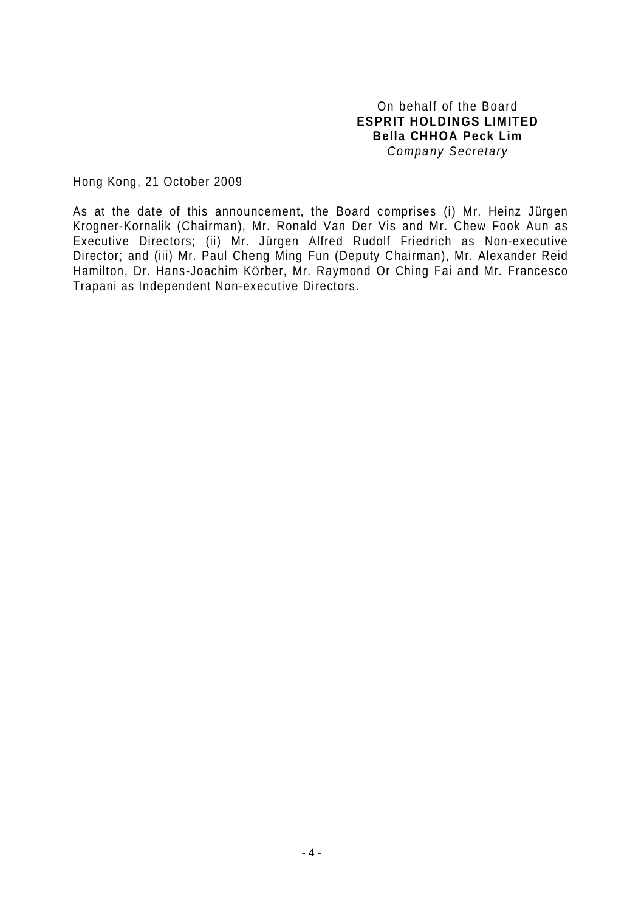On behalf of the Board
**ESPRIT HOLDINGS LIMITED**
**Bella CHHOA Peck Lim**
*Company Secretary*

Hong Kong, 21 October 2009

As at the date of this announcement, the Board comprises (i) Mr. Heinz Jürgen Krogner-Kornalik (Chairman), Mr. Ronald Van Der Vis and Mr. Chew Fook Aun as Executive Directors; (ii) Mr. Jürgen Alfred Rudolf Friedrich as Non-executive Director; and (iii) Mr. Paul Cheng Ming Fun (Deputy Chairman), Mr. Alexander Reid Hamilton, Dr. Hans-Joachim KÖrber, Mr. Raymond Or Ching Fai and Mr. Francesco Trapani as Independent Non-executive Directors.